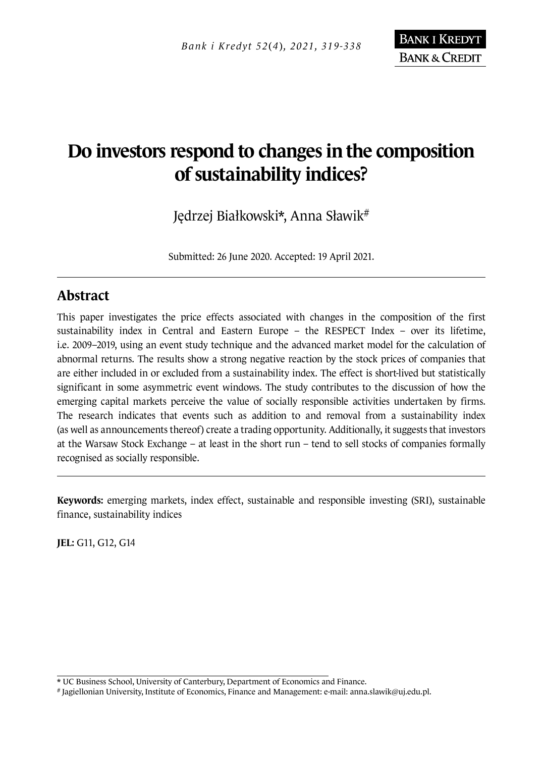# Do investors respond to changes in the composition of sustainability indices?

Jędrzej Białkowski*, Anna Sławik#

Submitted: 26 June 2020. Accepted: 19 April 2021.

## Abstract

This paper investigates the price effects associated with changes in the composition of the first sustainability index in Central and Eastern Europe – the RESPECT Index – over its lifetime, i.e. 2009–2019, using an event study technique and the advanced market model for the calculation of abnormal returns. The results show a strong negative reaction by the stock prices of companies that are either included in or excluded from a sustainability index. The effect is short-lived but statistically significant in some asymmetric event windows. The study contributes to the discussion of how the emerging capital markets perceive the value of socially responsible activities undertaken by firms. The research indicates that events such as addition to and removal from a sustainability index (as well as announcements thereof) create a trading opportunity. Additionally, it suggests that investors at the Warsaw Stock Exchange – at least in the short run – tend to sell stocks of companies formally recognised as socially responsible.

**Keywords:** emerging markets, index effect, sustainable and responsible investing (SRI), sustainable finance, sustainability indices

**JEL:** G11, G12, G14

* UC Business School, University of Canterbury, Department of Economics and Finance.

# Jagiellonian University, Institute of Economics, Finance and Management: e-mail: anna.slawik@uj.edu.pl.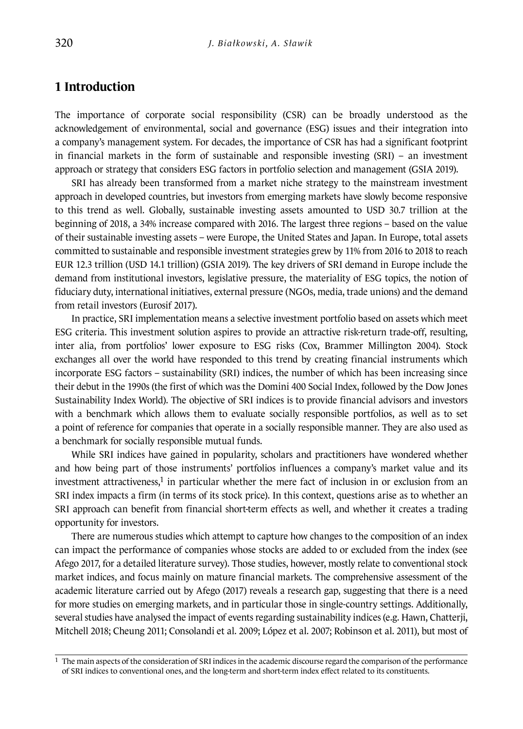# 1 Introduction

The importance of corporate social responsibility (CSR) can be broadly understood as the acknowledgement of environmental, social and governance (ESG) issues and their integration into a company's management system. For decades, the importance of CSR has had a significant footprint in financial markets in the form of sustainable and responsible investing (SRI) – an investment approach or strategy that considers ESG factors in portfolio selection and management (GSIA 2019).

SRI has already been transformed from a market niche strategy to the mainstream investment approach in developed countries, but investors from emerging markets have slowly become responsive to this trend as well. Globally, sustainable investing assets amounted to USD 30.7 trillion at the beginning of 2018, a 34% increase compared with 2016. The largest three regions – based on the value of their sustainable investing assets – were Europe, the United States and Japan. In Europe, total assets committed to sustainable and responsible investment strategies grew by 11% from 2016 to 2018 to reach EUR 12.3 trillion (USD 14.1 trillion) (GSIA 2019). The key drivers of SRI demand in Europe include the demand from institutional investors, legislative pressure, the materiality of ESG topics, the notion of fiduciary duty, international initiatives, external pressure (NGOs, media, trade unions) and the demand from retail investors (Eurosif 2017).

In practice, SRI implementation means a selective investment portfolio based on assets which meet ESG criteria. This investment solution aspires to provide an attractive risk-return trade-off, resulting, inter alia, from portfolios' lower exposure to ESG risks (Cox, Brammer Millington 2004). Stock exchanges all over the world have responded to this trend by creating financial instruments which incorporate ESG factors – sustainability (SRI) indices, the number of which has been increasing since their debut in the 1990s (the first of which was the Domini 400 Social Index, followed by the Dow Jones Sustainability Index World). The objective of SRI indices is to provide financial advisors and investors with a benchmark which allows them to evaluate socially responsible portfolios, as well as to set a point of reference for companies that operate in a socially responsible manner. They are also used as a benchmark for socially responsible mutual funds.

While SRI indices have gained in popularity, scholars and practitioners have wondered whether and how being part of those instruments' portfolios influences a company's market value and its investment attractiveness,[1] in particular whether the mere fact of inclusion in or exclusion from an SRI index impacts a firm (in terms of its stock price). In this context, questions arise as to whether an SRI approach can benefit from financial short-term effects as well, and whether it creates a trading opportunity for investors.

There are numerous studies which attempt to capture how changes to the composition of an index can impact the performance of companies whose stocks are added to or excluded from the index (see Afego 2017, for a detailed literature survey). Those studies, however, mostly relate to conventional stock market indices, and focus mainly on mature financial markets. The comprehensive assessment of the academic literature carried out by Afego (2017) reveals a research gap, suggesting that there is a need for more studies on emerging markets, and in particular those in single-country settings. Additionally, several studies have analysed the impact of events regarding sustainability indices (e.g. Hawn, Chatterji, Mitchell 2018; Cheung 2011; Consolandi et al. 2009; López et al. 2007; Robinson et al. 2011), but most of

[1] The main aspects of the consideration of SRI indices in the academic discourse regard the comparison of the performance of SRI indices to conventional ones, and the long-term and short-term index effect related to its constituents.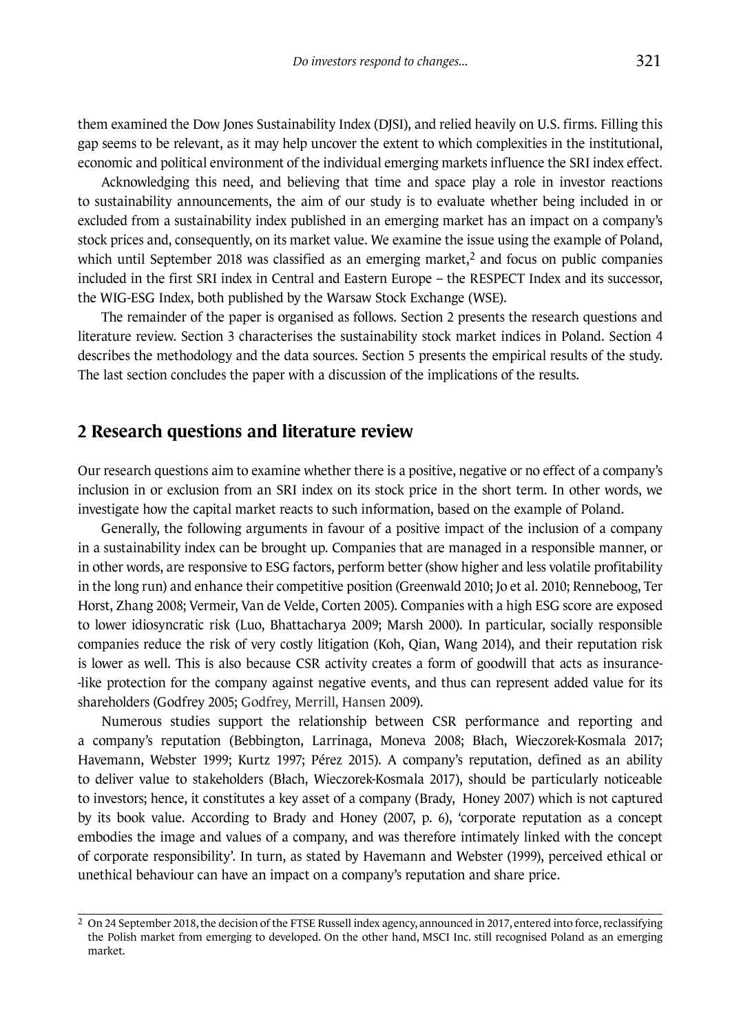them examined the Dow Jones Sustainability Index (DJSI), and relied heavily on U.S. firms. Filling this gap seems to be relevant, as it may help uncover the extent to which complexities in the institutional, economic and political environment of the individual emerging markets influence the SRI index effect.

Acknowledging this need, and believing that time and space play a role in investor reactions to sustainability announcements, the aim of our study is to evaluate whether being included in or excluded from a sustainability index published in an emerging market has an impact on a company's stock prices and, consequently, on its market value. We examine the issue using the example of Poland, which until September 2018 was classified as an emerging market,[2] and focus on public companies included in the first SRI index in Central and Eastern Europe – the RESPECT Index and its successor, the WIG-ESG Index, both published by the Warsaw Stock Exchange (WSE).

The remainder of the paper is organised as follows. Section 2 presents the research questions and literature review. Section 3 characterises the sustainability stock market indices in Poland. Section 4 describes the methodology and the data sources. Section 5 presents the empirical results of the study. The last section concludes the paper with a discussion of the implications of the results.

## 2 Research questions and literature review

Our research questions aim to examine whether there is a positive, negative or no effect of a company's inclusion in or exclusion from an SRI index on its stock price in the short term. In other words, we investigate how the capital market reacts to such information, based on the example of Poland.

Generally, the following arguments in favour of a positive impact of the inclusion of a company in a sustainability index can be brought up. Companies that are managed in a responsible manner, or in other words, are responsive to ESG factors, perform better (show higher and less volatile profitability in the long run) and enhance their competitive position (Greenwald 2010; Jo et al. 2010; Renneboog, Ter Horst, Zhang 2008; Vermeir, Van de Velde, Corten 2005). Companies with a high ESG score are exposed to lower idiosyncratic risk (Luo, Bhattacharya 2009; Marsh 2000). In particular, socially responsible companies reduce the risk of very costly litigation (Koh, Qian, Wang 2014), and their reputation risk is lower as well. This is also because CSR activity creates a form of goodwill that acts as insurance-like protection for the company against negative events, and thus can represent added value for its shareholders (Godfrey 2005; Godfrey, Merrill, Hansen 2009).

Numerous studies support the relationship between CSR performance and reporting and a company's reputation (Bebbington, Larrinaga, Moneva 2008; Błach, Wieczorek-Kosmala 2017; Havemann, Webster 1999; Kurtz 1997; Pérez 2015). A company's reputation, defined as an ability to deliver value to stakeholders (Błach, Wieczorek-Kosmala 2017), should be particularly noticeable to investors; hence, it constitutes a key asset of a company (Brady, Honey 2007) which is not captured by its book value. According to Brady and Honey (2007, p. 6), 'corporate reputation as a concept embodies the image and values of a company, and was therefore intimately linked with the concept of corporate responsibility'. In turn, as stated by Havemann and Webster (1999), perceived ethical or unethical behaviour can have an impact on a company's reputation and share price.

[2] On 24 September 2018, the decision of the FTSE Russell index agency, announced in 2017, entered into force, reclassifying the Polish market from emerging to developed. On the other hand, MSCI Inc. still recognised Poland as an emerging market.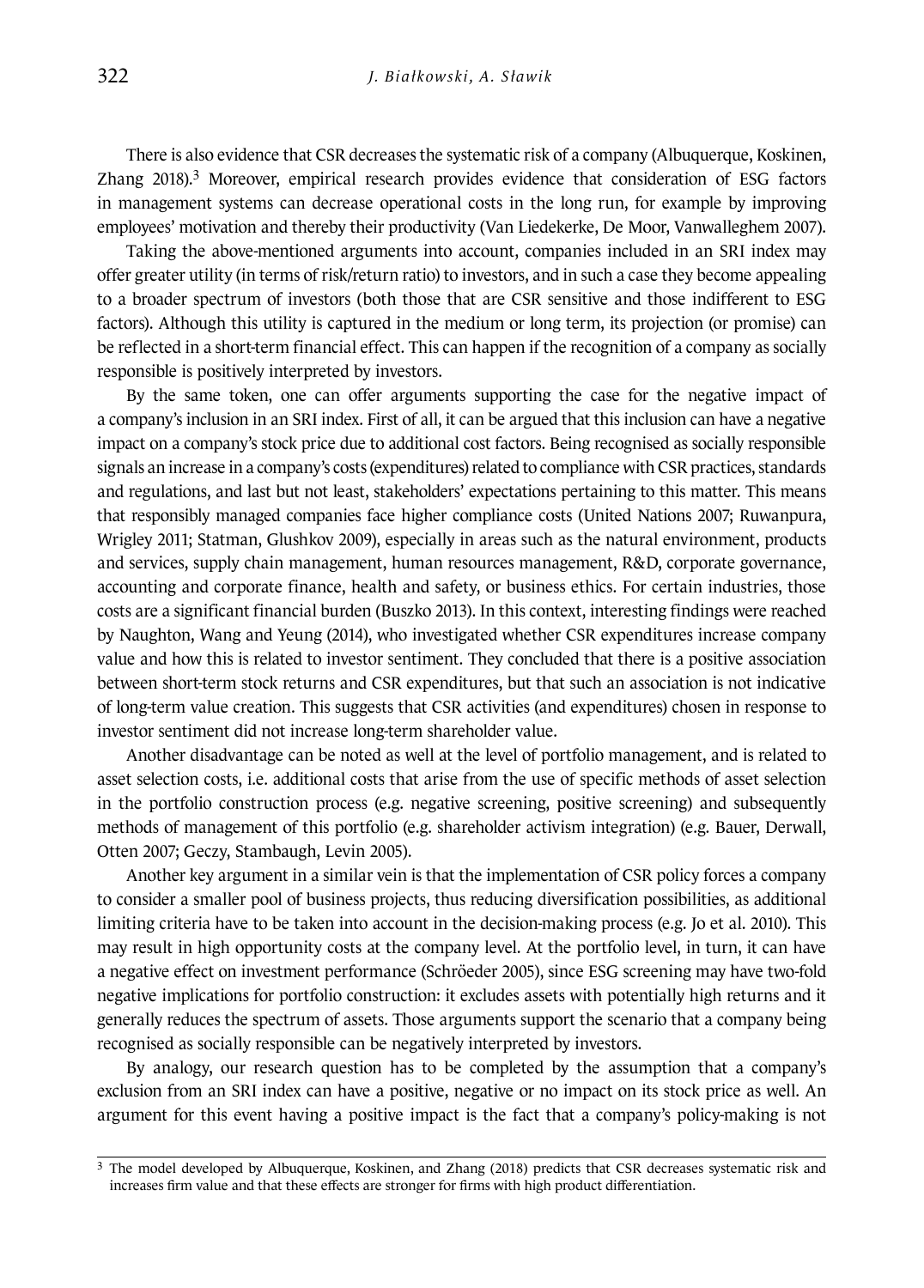There is also evidence that CSR decreases the systematic risk of a company (Albuquerque, Koskinen, Zhang 2018).[3] Moreover, empirical research provides evidence that consideration of ESG factors in management systems can decrease operational costs in the long run, for example by improving employees' motivation and thereby their productivity (Van Liedekerke, De Moor, Vanwalleghem 2007).

Taking the above-mentioned arguments into account, companies included in an SRI index may offer greater utility (in terms of risk/return ratio) to investors, and in such a case they become appealing to a broader spectrum of investors (both those that are CSR sensitive and those indifferent to ESG factors). Although this utility is captured in the medium or long term, its projection (or promise) can be reflected in a short-term financial effect. This can happen if the recognition of a company as socially responsible is positively interpreted by investors.

By the same token, one can offer arguments supporting the case for the negative impact of a company's inclusion in an SRI index. First of all, it can be argued that this inclusion can have a negative impact on a company's stock price due to additional cost factors. Being recognised as socially responsible signals an increase in a company's costs (expenditures) related to compliance with CSR practices, standards and regulations, and last but not least, stakeholders' expectations pertaining to this matter. This means that responsibly managed companies face higher compliance costs (United Nations 2007; Ruwanpura, Wrigley 2011; Statman, Glushkov 2009), especially in areas such as the natural environment, products and services, supply chain management, human resources management, R&D, corporate governance, accounting and corporate finance, health and safety, or business ethics. For certain industries, those costs are a significant financial burden (Buszko 2013). In this context, interesting findings were reached by Naughton, Wang and Yeung (2014), who investigated whether CSR expenditures increase company value and how this is related to investor sentiment. They concluded that there is a positive association between short-term stock returns and CSR expenditures, but that such an association is not indicative of long-term value creation. This suggests that CSR activities (and expenditures) chosen in response to investor sentiment did not increase long-term shareholder value.

Another disadvantage can be noted as well at the level of portfolio management, and is related to asset selection costs, i.e. additional costs that arise from the use of specific methods of asset selection in the portfolio construction process (e.g. negative screening, positive screening) and subsequently methods of management of this portfolio (e.g. shareholder activism integration) (e.g. Bauer, Derwall, Otten 2007; Geczy, Stambaugh, Levin 2005).

Another key argument in a similar vein is that the implementation of CSR policy forces a company to consider a smaller pool of business projects, thus reducing diversification possibilities, as additional limiting criteria have to be taken into account in the decision-making process (e.g. Jo et al. 2010). This may result in high opportunity costs at the company level. At the portfolio level, in turn, it can have a negative effect on investment performance (Schröeder 2005), since ESG screening may have two-fold negative implications for portfolio construction: it excludes assets with potentially high returns and it generally reduces the spectrum of assets. Those arguments support the scenario that a company being recognised as socially responsible can be negatively interpreted by investors.

By analogy, our research question has to be completed by the assumption that a company's exclusion from an SRI index can have a positive, negative or no impact on its stock price as well. An argument for this event having a positive impact is the fact that a company's policy-making is not

[3] The model developed by Albuquerque, Koskinen, and Zhang (2018) predicts that CSR decreases systematic risk and increases firm value and that these effects are stronger for firms with high product differentiation.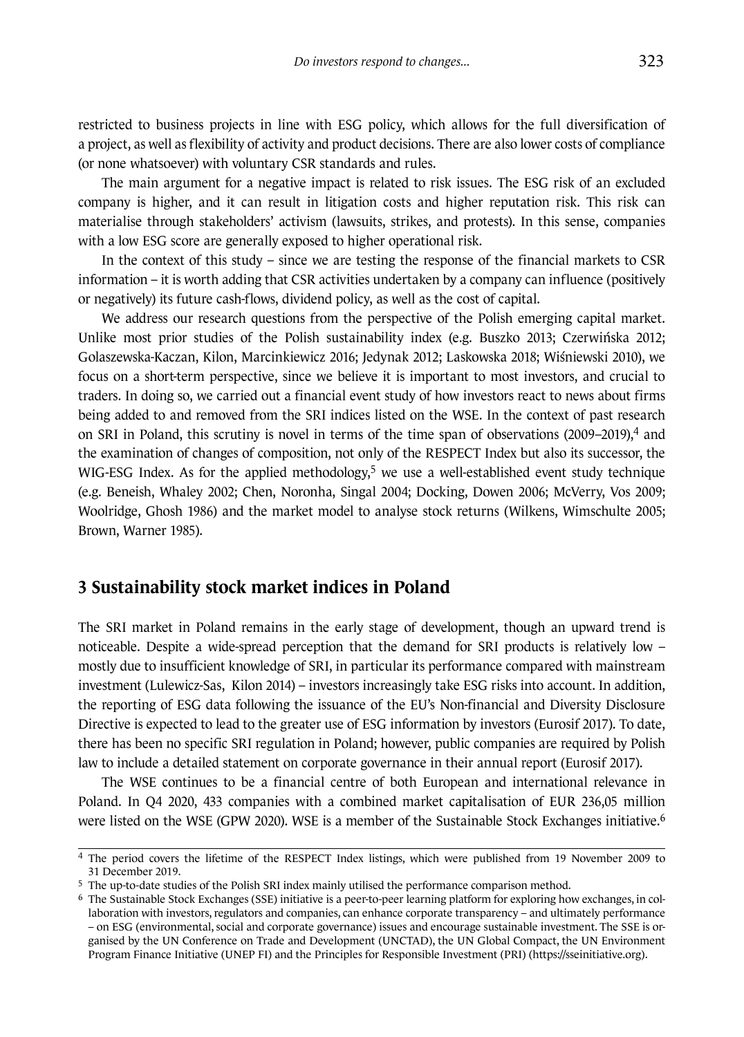restricted to business projects in line with ESG policy, which allows for the full diversification of a project, as well as flexibility of activity and product decisions. There are also lower costs of compliance (or none whatsoever) with voluntary CSR standards and rules.

The main argument for a negative impact is related to risk issues. The ESG risk of an excluded company is higher, and it can result in litigation costs and higher reputation risk. This risk can materialise through stakeholders' activism (lawsuits, strikes, and protests). In this sense, companies with a low ESG score are generally exposed to higher operational risk.

In the context of this study – since we are testing the response of the financial markets to CSR information – it is worth adding that CSR activities undertaken by a company can influence (positively or negatively) its future cash-flows, dividend policy, as well as the cost of capital.

We address our research questions from the perspective of the Polish emerging capital market. Unlike most prior studies of the Polish sustainability index (e.g. Buszko 2013; Czerwińska 2012; Golaszewska-Kaczan, Kilon, Marcinkiewicz 2016; Jedynak 2012; Laskowska 2018; Wiśniewski 2010), we focus on a short-term perspective, since we believe it is important to most investors, and crucial to traders. In doing so, we carried out a financial event study of how investors react to news about firms being added to and removed from the SRI indices listed on the WSE. In the context of past research on SRI in Poland, this scrutiny is novel in terms of the time span of observations (2009–2019),[4] and the examination of changes of composition, not only of the RESPECT Index but also its successor, the WIG-ESG Index. As for the applied methodology,[5] we use a well-established event study technique (e.g. Beneish, Whaley 2002; Chen, Noronha, Singal 2004; Docking, Dowen 2006; McVerry, Vos 2009; Woolridge, Ghosh 1986) and the market model to analyse stock returns (Wilkens, Wimschulte 2005; Brown, Warner 1985).

## 3 Sustainability stock market indices in Poland

The SRI market in Poland remains in the early stage of development, though an upward trend is noticeable. Despite a wide-spread perception that the demand for SRI products is relatively low – mostly due to insufficient knowledge of SRI, in particular its performance compared with mainstream investment (Lulewicz-Sas, Kilon 2014) – investors increasingly take ESG risks into account. In addition, the reporting of ESG data following the issuance of the EU's Non-financial and Diversity Disclosure Directive is expected to lead to the greater use of ESG information by investors (Eurosif 2017). To date, there has been no specific SRI regulation in Poland; however, public companies are required by Polish law to include a detailed statement on corporate governance in their annual report (Eurosif 2017).

The WSE continues to be a financial centre of both European and international relevance in Poland. In Q4 2020, 433 companies with a combined market capitalisation of EUR 236,05 million were listed on the WSE (GPW 2020). WSE is a member of the Sustainable Stock Exchanges initiative.[6]

---

[4] The period covers the lifetime of the RESPECT Index listings, which were published from 19 November 2009 to 31 December 2019.

[5] The up-to-date studies of the Polish SRI index mainly utilised the performance comparison method.

[6] The Sustainable Stock Exchanges (SSE) initiative is a peer-to-peer learning platform for exploring how exchanges, in collaboration with investors, regulators and companies, can enhance corporate transparency – and ultimately performance – on ESG (environmental, social and corporate governance) issues and encourage sustainable investment. The SSE is organised by the UN Conference on Trade and Development (UNCTAD), the UN Global Compact, the UN Environment Program Finance Initiative (UNEP FI) and the Principles for Responsible Investment (PRI) (https://sseinitiative.org).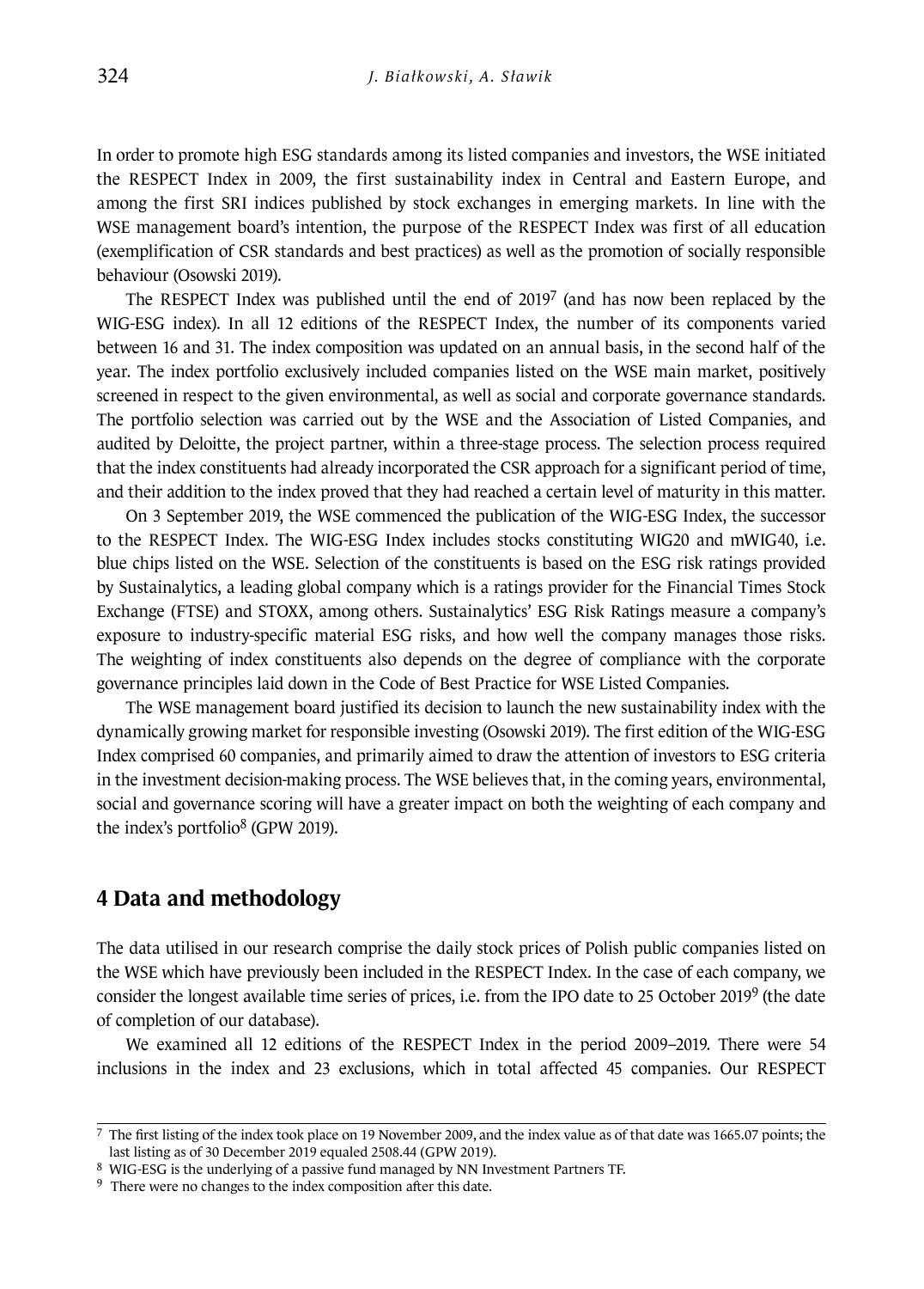In order to promote high ESG standards among its listed companies and investors, the WSE initiated the RESPECT Index in 2009, the first sustainability index in Central and Eastern Europe, and among the first SRI indices published by stock exchanges in emerging markets. In line with the WSE management board's intention, the purpose of the RESPECT Index was first of all education (exemplification of CSR standards and best practices) as well as the promotion of socially responsible behaviour (Osowski 2019).

The RESPECT Index was published until the end of 2019[7] (and has now been replaced by the WIG-ESG index). In all 12 editions of the RESPECT Index, the number of its components varied between 16 and 31. The index composition was updated on an annual basis, in the second half of the year. The index portfolio exclusively included companies listed on the WSE main market, positively screened in respect to the given environmental, as well as social and corporate governance standards. The portfolio selection was carried out by the WSE and the Association of Listed Companies, and audited by Deloitte, the project partner, within a three-stage process. The selection process required that the index constituents had already incorporated the CSR approach for a significant period of time, and their addition to the index proved that they had reached a certain level of maturity in this matter.

On 3 September 2019, the WSE commenced the publication of the WIG-ESG Index, the successor to the RESPECT Index. The WIG-ESG Index includes stocks constituting WIG20 and mWIG40, i.e. blue chips listed on the WSE. Selection of the constituents is based on the ESG risk ratings provided by Sustainalytics, a leading global company which is a ratings provider for the Financial Times Stock Exchange (FTSE) and STOXX, among others. Sustainalytics' ESG Risk Ratings measure a company's exposure to industry-specific material ESG risks, and how well the company manages those risks. The weighting of index constituents also depends on the degree of compliance with the corporate governance principles laid down in the Code of Best Practice for WSE Listed Companies.

The WSE management board justified its decision to launch the new sustainability index with the dynamically growing market for responsible investing (Osowski 2019). The first edition of the WIG-ESG Index comprised 60 companies, and primarily aimed to draw the attention of investors to ESG criteria in the investment decision-making process. The WSE believes that, in the coming years, environmental, social and governance scoring will have a greater impact on both the weighting of each company and the index's portfolio[8] (GPW 2019).

## 4 Data and methodology

The data utilised in our research comprise the daily stock prices of Polish public companies listed on the WSE which have previously been included in the RESPECT Index. In the case of each company, we consider the longest available time series of prices, i.e. from the IPO date to 25 October 2019[9] (the date of completion of our database).

We examined all 12 editions of the RESPECT Index in the period 2009–2019. There were 54 inclusions in the index and 23 exclusions, which in total affected 45 companies. Our RESPECT

---

[7] The first listing of the index took place on 19 November 2009, and the index value as of that date was 1665.07 points; the last listing as of 30 December 2019 equaled 2508.44 (GPW 2019).

[8] WIG-ESG is the underlying of a passive fund managed by NN Investment Partners TF.

[9] There were no changes to the index composition after this date.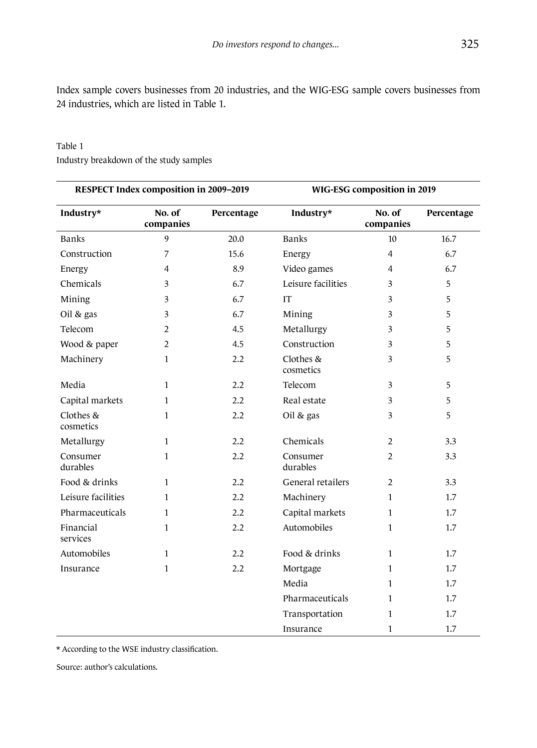Index sample covers businesses from 20 industries, and the WIG-ESG sample covers businesses from 24 industries, which are listed in Table 1.

Table 1

Industry breakdown of the study samples

| RESPECT Index composition in 2009–2019 | | | WIG-ESG composition in 2019 | | |
|---|---|---|---|---|---|
| **Industry*** | **No. of companies** | **Percentage** | **Industry*** | **No. of companies** | **Percentage** |
| Banks | 9 | 20.0 | Banks | 10 | 16.7 |
| Construction | 7 | 15.6 | Energy | 4 | 6.7 |
| Energy | 4 | 8.9 | Video games | 4 | 6.7 |
| Chemicals | 3 | 6.7 | Leisure facilities | 3 | 5 |
| Mining | 3 | 6.7 | IT | 3 | 5 |
| Oil & gas | 3 | 6.7 | Mining | 3 | 5 |
| Telecom | 2 | 4.5 | Metallurgy | 3 | 5 |
| Wood & paper | 2 | 4.5 | Construction | 3 | 5 |
| Machinery | 1 | 2.2 | Clothes & cosmetics | 3 | 5 |
| Media | 1 | 2.2 | Telecom | 3 | 5 |
| Capital markets | 1 | 2.2 | Real estate | 3 | 5 |
| Clothes & cosmetics | 1 | 2.2 | Oil & gas | 3 | 5 |
| Metallurgy | 1 | 2.2 | Chemicals | 2 | 3.3 |
| Consumer durables | 1 | 2.2 | Consumer durables | 2 | 3.3 |
| Food & drinks | 1 | 2.2 | General retailers | 2 | 3.3 |
| Leisure facilities | 1 | 2.2 | Machinery | 1 | 1.7 |
| Pharmaceuticals | 1 | 2.2 | Capital markets | 1 | 1.7 |
| Financial services | 1 | 2.2 | Automobiles | 1 | 1.7 |
| Automobiles | 1 | 2.2 | Food & drinks | 1 | 1.7 |
| Insurance | 1 | 2.2 | Mortgage | 1 | 1.7 |
| | | | Media | 1 | 1.7 |
| | | | Pharmaceuticals | 1 | 1.7 |
| | | | Transportation | 1 | 1.7 |
| | | | Insurance | 1 | 1.7 |

* According to the WSE industry classification.

Source: author's calculations.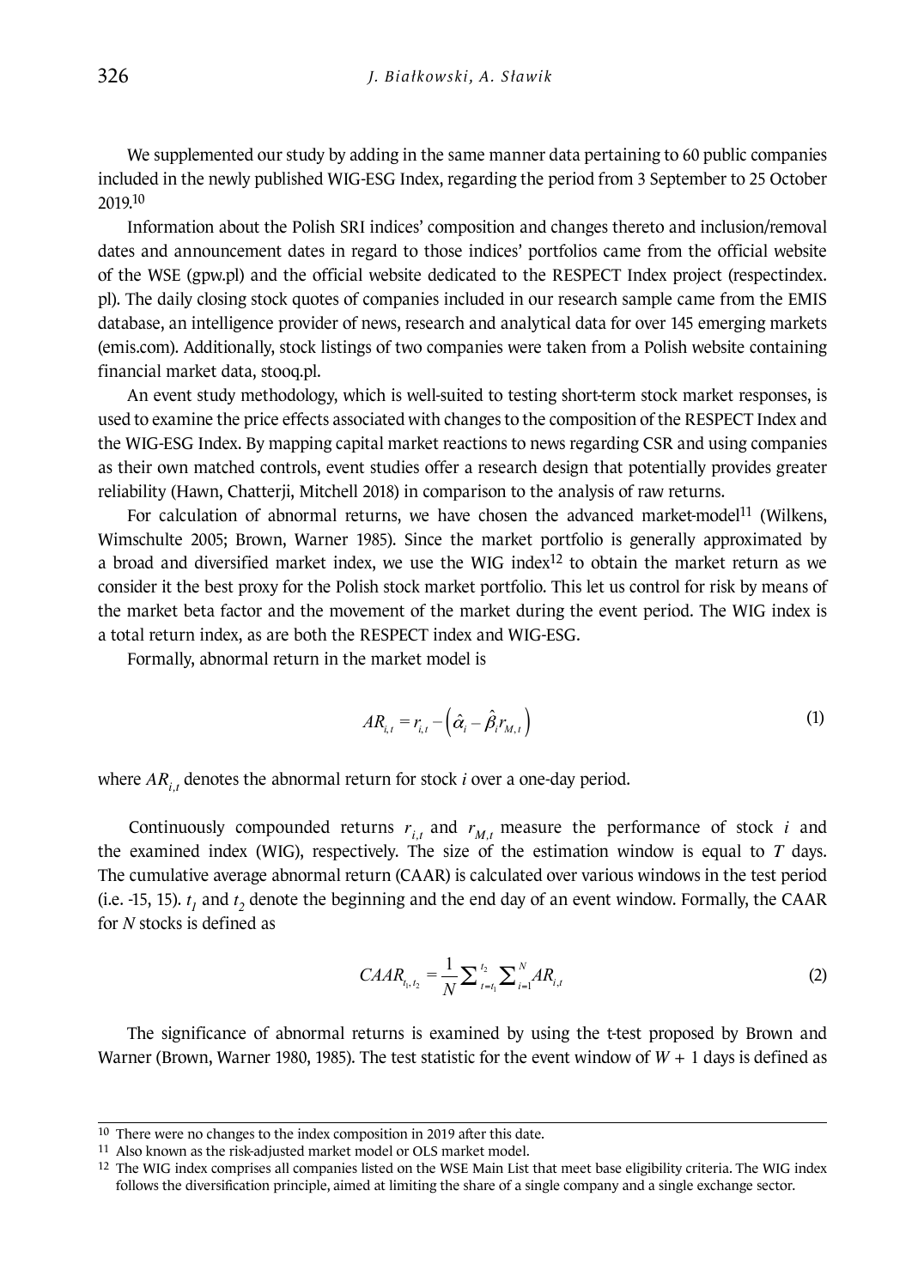We supplemented our study by adding in the same manner data pertaining to 60 public companies included in the newly published WIG-ESG Index, regarding the period from 3 September to 25 October 2019.[10]

Information about the Polish SRI indices' composition and changes thereto and inclusion/removal dates and announcement dates in regard to those indices' portfolios came from the official website of the WSE (gpw.pl) and the official website dedicated to the RESPECT Index project (respectindex.pl). The daily closing stock quotes of companies included in our research sample came from the EMIS database, an intelligence provider of news, research and analytical data for over 145 emerging markets (emis.com). Additionally, stock listings of two companies were taken from a Polish website containing financial market data, stooq.pl.

An event study methodology, which is well-suited to testing short-term stock market responses, is used to examine the price effects associated with changes to the composition of the RESPECT Index and the WIG-ESG Index. By mapping capital market reactions to news regarding CSR and using companies as their own matched controls, event studies offer a research design that potentially provides greater reliability (Hawn, Chatterji, Mitchell 2018) in comparison to the analysis of raw returns.

For calculation of abnormal returns, we have chosen the advanced market-model[11] (Wilkens, Wimschulte 2005; Brown, Warner 1985). Since the market portfolio is generally approximated by a broad and diversified market index, we use the WIG index[12] to obtain the market return as we consider it the best proxy for the Polish stock market portfolio. This let us control for risk by means of the market beta factor and the movement of the market during the event period. The WIG index is a total return index, as are both the RESPECT index and WIG-ESG.

Formally, abnormal return in the market model is

$$AR_{i,t} = r_{i,t} - \left(\hat{\alpha}_i - \hat{\beta}_i r_{M,t}\right) \tag{1}$$

where $AR_{i,t}$ denotes the abnormal return for stock $i$ over a one-day period.

Continuously compounded returns $r_{i,t}$ and $r_{M,t}$ measure the performance of stock $i$ and the examined index (WIG), respectively. The size of the estimation window is equal to $T$ days. The cumulative average abnormal return (CAAR) is calculated over various windows in the test period (i.e. -15, 15). $t_1$ and $t_2$ denote the beginning and the end day of an event window. Formally, the CAAR for $N$ stocks is defined as

$$CAAR_{t_1,t_2} = \frac{1}{N}\sum_{t=t_1}^{t_2}\sum_{i=1}^{N} AR_{i,t} \tag{2}$$

The significance of abnormal returns is examined by using the t-test proposed by Brown and Warner (Brown, Warner 1980, 1985). The test statistic for the event window of $W + 1$ days is defined as

---

[10] There were no changes to the index composition in 2019 after this date.

[11] Also known as the risk-adjusted market model or OLS market model.

[12] The WIG index comprises all companies listed on the WSE Main List that meet base eligibility criteria. The WIG index follows the diversification principle, aimed at limiting the share of a single company and a single exchange sector.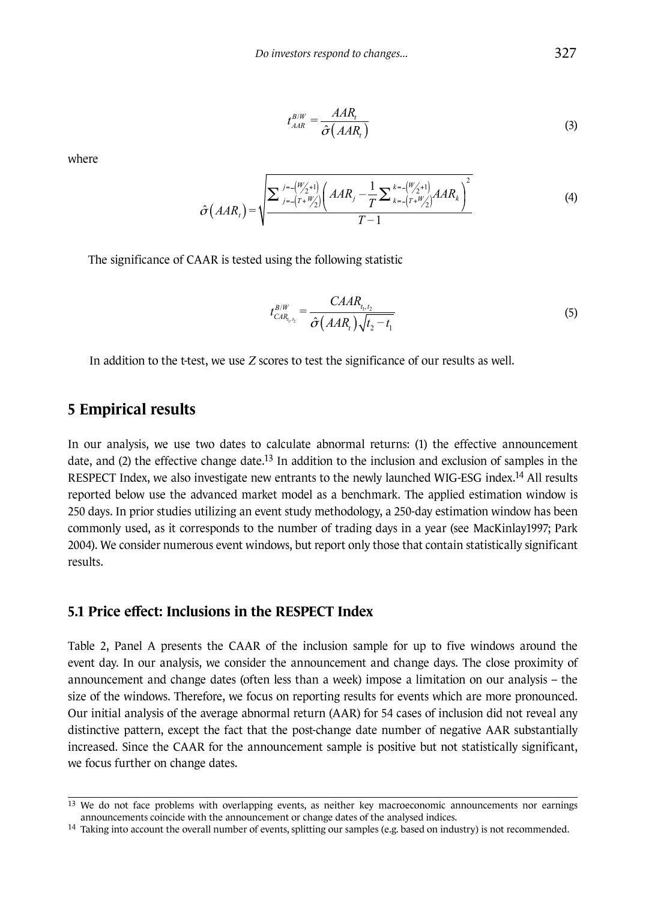$$t_{AAR}^{B/W} = \frac{AAR_t}{\hat{\sigma}(AAR_t)} \tag{3}$$

where

$$\hat{\sigma}(AAR_t) = \sqrt{\frac{\sum_{j=-(T+W/2)}^{j=-(W/2+1)} \left( AAR_j - \frac{1}{T} \sum_{k=-(T+W/2)}^{k=-(W/2+1)} AAR_k \right)^2}{T-1}} \tag{4}$$

The significance of CAAR is tested using the following statistic

$$t_{CAR_{t_1,t_2}}^{B/W} = \frac{CAAR_{t_1,t_2}}{\hat{\sigma}(AAR_t)\sqrt{t_2 - t_1}} \tag{5}$$

In addition to the t-test, we use *Z* scores to test the significance of our results as well.

## 5 Empirical results

In our analysis, we use two dates to calculate abnormal returns: (1) the effective announcement date, and (2) the effective change date.[13] In addition to the inclusion and exclusion of samples in the RESPECT Index, we also investigate new entrants to the newly launched WIG-ESG index.[14] All results reported below use the advanced market model as a benchmark. The applied estimation window is 250 days. In prior studies utilizing an event study methodology, a 250-day estimation window has been commonly used, as it corresponds to the number of trading days in a year (see MacKinlay1997; Park 2004). We consider numerous event windows, but report only those that contain statistically significant results.

### 5.1 Price effect: Inclusions in the RESPECT Index

Table 2, Panel A presents the CAAR of the inclusion sample for up to five windows around the event day. In our analysis, we consider the announcement and change days. The close proximity of announcement and change dates (often less than a week) impose a limitation on our analysis – the size of the windows. Therefore, we focus on reporting results for events which are more pronounced. Our initial analysis of the average abnormal return (AAR) for 54 cases of inclusion did not reveal any distinctive pattern, except the fact that the post-change date number of negative AAR substantially increased. Since the CAAR for the announcement sample is positive but not statistically significant, we focus further on change dates.

[13] We do not face problems with overlapping events, as neither key macroeconomic announcements nor earnings announcements coincide with the announcement or change dates of the analysed indices.

[14] Taking into account the overall number of events, splitting our samples (e.g. based on industry) is not recommended.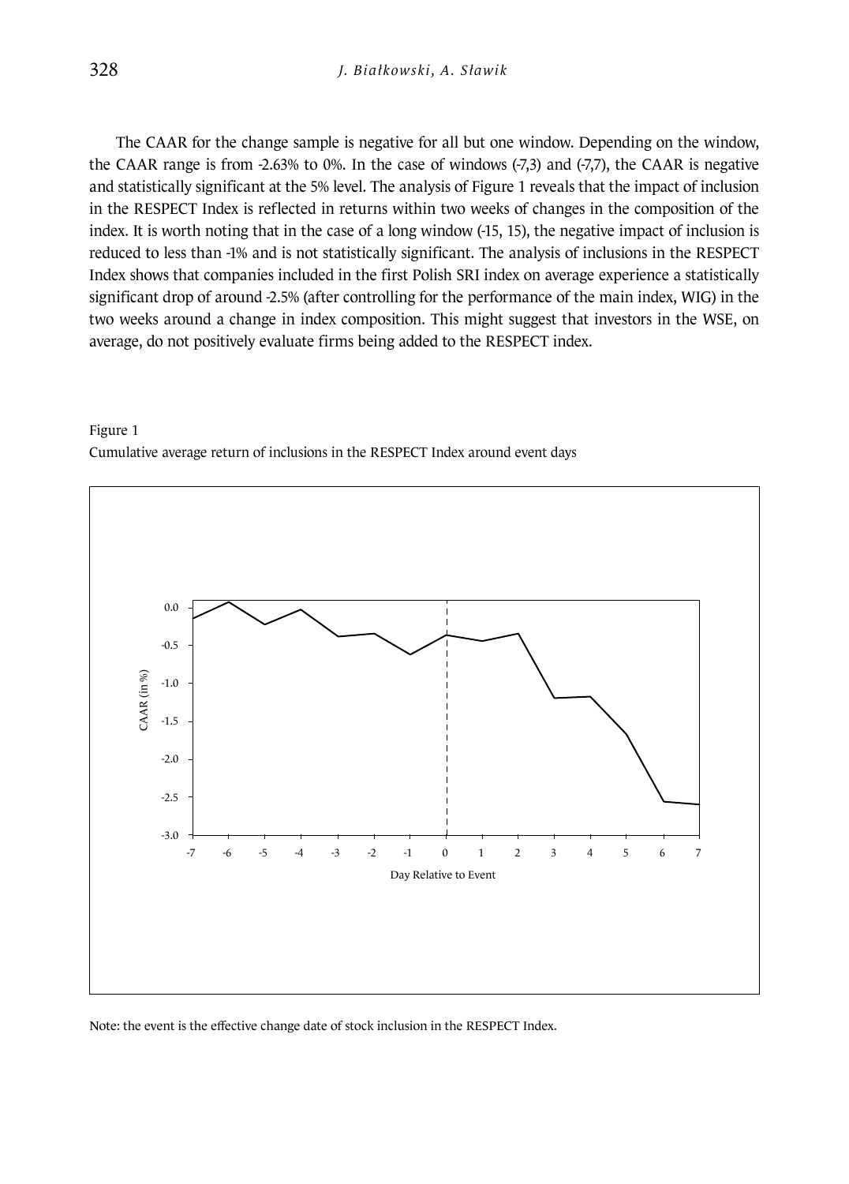The CAAR for the change sample is negative for all but one window. Depending on the window, the CAAR range is from -2.63% to 0%. In the case of windows (-7,3) and (-7,7), the CAAR is negative and statistically significant at the 5% level. The analysis of Figure 1 reveals that the impact of inclusion in the RESPECT Index is reflected in returns within two weeks of changes in the composition of the index. It is worth noting that in the case of a long window (-15, 15), the negative impact of inclusion is reduced to less than -1% and is not statistically significant. The analysis of inclusions in the RESPECT Index shows that companies included in the first Polish SRI index on average experience a statistically significant drop of around -2.5% (after controlling for the performance of the main index, WIG) in the two weeks around a change in index composition. This might suggest that investors in the WSE, on average, do not positively evaluate firms being added to the RESPECT index.

Figure 1

Cumulative average return of inclusions in the RESPECT Index around event days

Note: the event is the effective change date of stock inclusion in the RESPECT Index.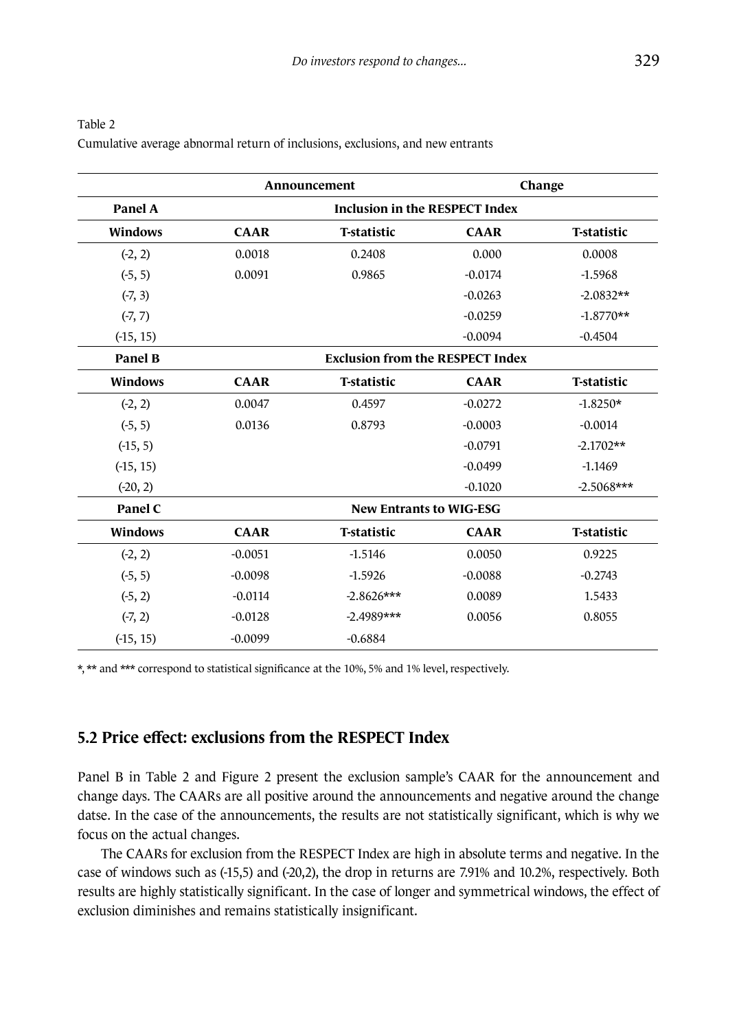Table 2

Cumulative average abnormal return of inclusions, exclusions, and new entrants

| | Announcement | | Change | |
|---|---|---|---|---|
| **Panel A** | **Inclusion in the RESPECT Index** | | | |
| **Windows** | **CAAR** | **T-statistic** | **CAAR** | **T-statistic** |
| (-2, 2) | 0.0018 | 0.2408 | 0.000 | 0.0008 |
| (-5, 5) | 0.0091 | 0.9865 | -0.0174 | -1.5968 |
| (-7, 3) | | | -0.0263 | -2.0832** |
| (-7, 7) | | | -0.0259 | -1.8770** |
| (-15, 15) | | | -0.0094 | -0.4504 |
| **Panel B** | **Exclusion from the RESPECT Index** | | | |
| **Windows** | **CAAR** | **T-statistic** | **CAAR** | **T-statistic** |
| (-2, 2) | 0.0047 | 0.4597 | -0.0272 | -1.8250* |
| (-5, 5) | 0.0136 | 0.8793 | -0.0003 | -0.0014 |
| (-15, 5) | | | -0.0791 | -2.1702** |
| (-15, 15) | | | -0.0499 | -1.1469 |
| (-20, 2) | | | -0.1020 | -2.5068*** |
| **Panel C** | **New Entrants to WIG-ESG** | | | |
| **Windows** | **CAAR** | **T-statistic** | **CAAR** | **T-statistic** |
| (-2, 2) | -0.0051 | -1.5146 | 0.0050 | 0.9225 |
| (-5, 5) | -0.0098 | -1.5926 | -0.0088 | -0.2743 |
| (-5, 2) | -0.0114 | -2.8626*** | 0.0089 | 1.5433 |
| (-7, 2) | -0.0128 | -2.4989*** | 0.0056 | 0.8055 |
| (-15, 15) | -0.0099 | -0.6884 | | |

*, ** and *** correspond to statistical significance at the 10%, 5% and 1% level, respectively.

## 5.2 Price effect: exclusions from the RESPECT Index

Panel B in Table 2 and Figure 2 present the exclusion sample's CAAR for the announcement and change days. The CAARs are all positive around the announcements and negative around the change datse. In the case of the announcements, the results are not statistically significant, which is why we focus on the actual changes.

The CAARs for exclusion from the RESPECT Index are high in absolute terms and negative. In the case of windows such as (-15,5) and (-20,2), the drop in returns are 7.91% and 10.2%, respectively. Both results are highly statistically significant. In the case of longer and symmetrical windows, the effect of exclusion diminishes and remains statistically insignificant.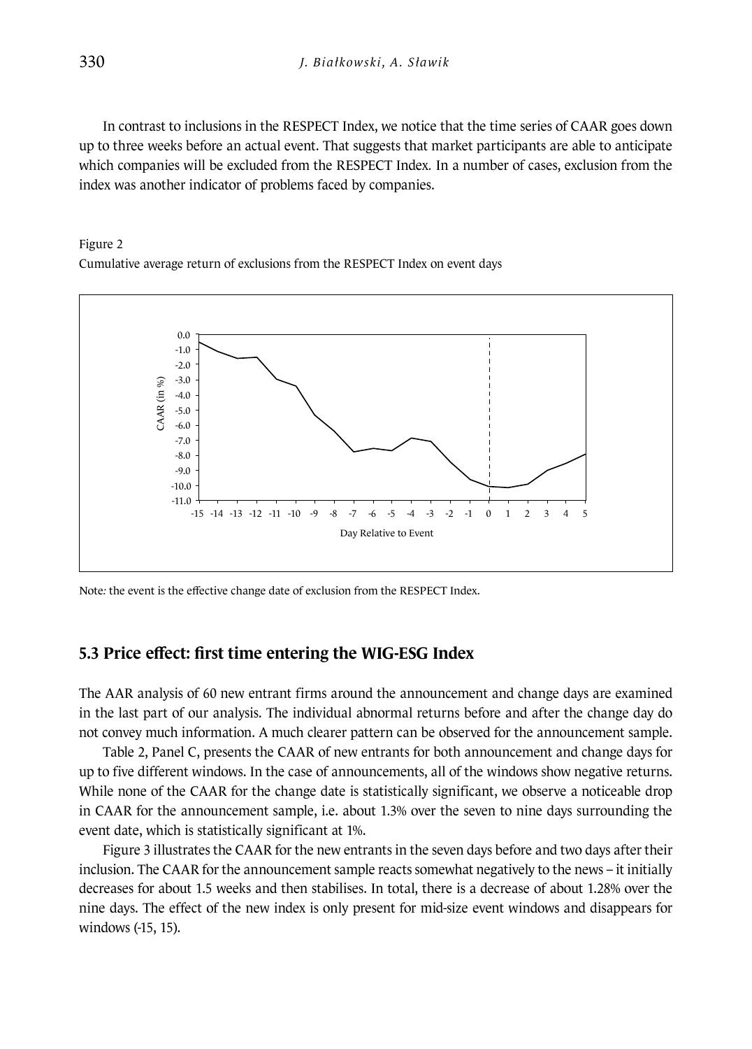In contrast to inclusions in the RESPECT Index, we notice that the time series of CAAR goes down up to three weeks before an actual event. That suggests that market participants are able to anticipate which companies will be excluded from the RESPECT Index. In a number of cases, exclusion from the index was another indicator of problems faced by companies.

Figure 2

Cumulative average return of exclusions from the RESPECT Index on event days

Note: the event is the effective change date of exclusion from the RESPECT Index.

### 5.3 Price effect: first time entering the WIG-ESG Index

The AAR analysis of 60 new entrant firms around the announcement and change days are examined in the last part of our analysis. The individual abnormal returns before and after the change day do not convey much information. A much clearer pattern can be observed for the announcement sample.

Table 2, Panel C, presents the CAAR of new entrants for both announcement and change days for up to five different windows. In the case of announcements, all of the windows show negative returns. While none of the CAAR for the change date is statistically significant, we observe a noticeable drop in CAAR for the announcement sample, i.e. about 1.3% over the seven to nine days surrounding the event date, which is statistically significant at 1%.

Figure 3 illustrates the CAAR for the new entrants in the seven days before and two days after their inclusion. The CAAR for the announcement sample reacts somewhat negatively to the news – it initially decreases for about 1.5 weeks and then stabilises. In total, there is a decrease of about 1.28% over the nine days. The effect of the new index is only present for mid-size event windows and disappears for windows (-15, 15).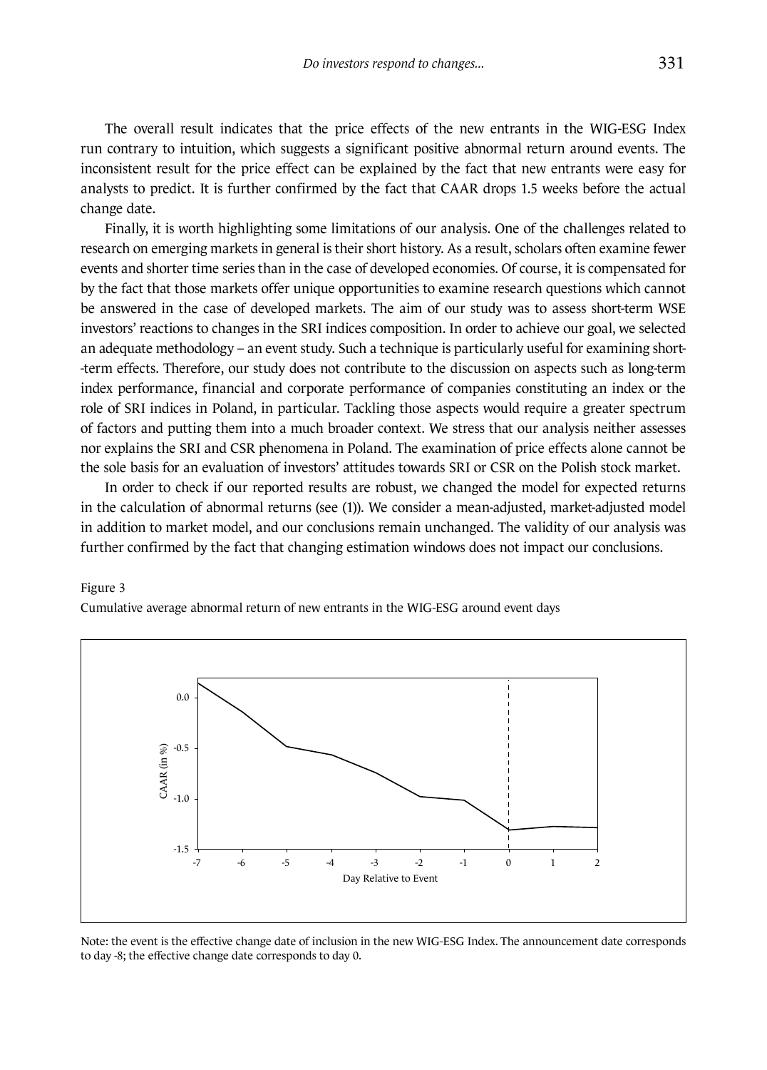The overall result indicates that the price effects of the new entrants in the WIG-ESG Index run contrary to intuition, which suggests a significant positive abnormal return around events. The inconsistent result for the price effect can be explained by the fact that new entrants were easy for analysts to predict. It is further confirmed by the fact that CAAR drops 1.5 weeks before the actual change date.

Finally, it is worth highlighting some limitations of our analysis. One of the challenges related to research on emerging markets in general is their short history. As a result, scholars often examine fewer events and shorter time series than in the case of developed economies. Of course, it is compensated for by the fact that those markets offer unique opportunities to examine research questions which cannot be answered in the case of developed markets. The aim of our study was to assess short-term WSE investors' reactions to changes in the SRI indices composition. In order to achieve our goal, we selected an adequate methodology – an event study. Such a technique is particularly useful for examining short--term effects. Therefore, our study does not contribute to the discussion on aspects such as long-term index performance, financial and corporate performance of companies constituting an index or the role of SRI indices in Poland, in particular. Tackling those aspects would require a greater spectrum of factors and putting them into a much broader context. We stress that our analysis neither assesses nor explains the SRI and CSR phenomena in Poland. The examination of price effects alone cannot be the sole basis for an evaluation of investors' attitudes towards SRI or CSR on the Polish stock market.

In order to check if our reported results are robust, we changed the model for expected returns in the calculation of abnormal returns (see (1)). We consider a mean-adjusted, market-adjusted model in addition to market model, and our conclusions remain unchanged. The validity of our analysis was further confirmed by the fact that changing estimation windows does not impact our conclusions.

Figure 3

Cumulative average abnormal return of new entrants in the WIG-ESG around event days

Note: the event is the effective change date of inclusion in the new WIG-ESG Index. The announcement date corresponds to day -8; the effective change date corresponds to day 0.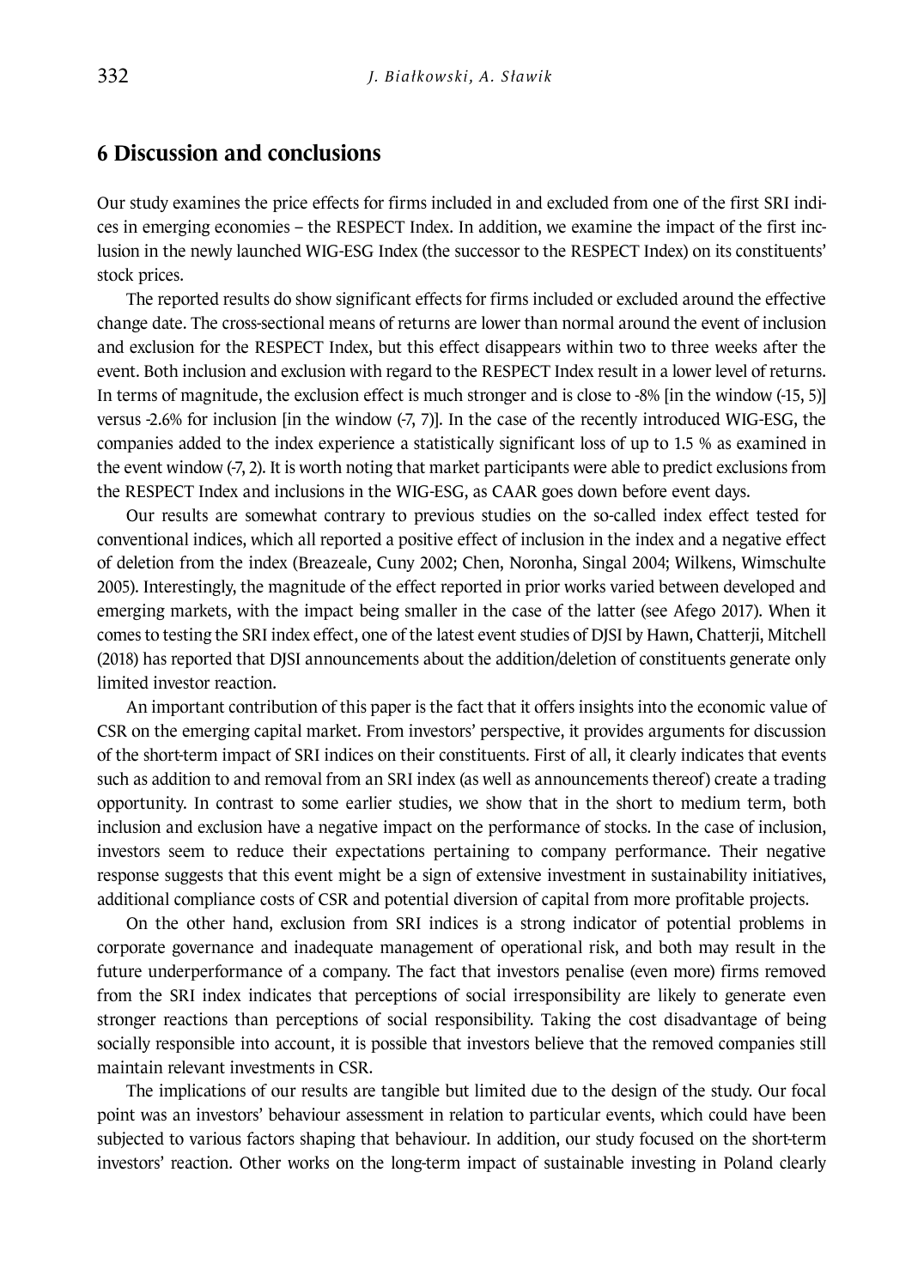## 6 Discussion and conclusions

Our study examines the price effects for firms included in and excluded from one of the first SRI indices in emerging economies – the RESPECT Index. In addition, we examine the impact of the first inclusion in the newly launched WIG-ESG Index (the successor to the RESPECT Index) on its constituents' stock prices.

The reported results do show significant effects for firms included or excluded around the effective change date. The cross-sectional means of returns are lower than normal around the event of inclusion and exclusion for the RESPECT Index, but this effect disappears within two to three weeks after the event. Both inclusion and exclusion with regard to the RESPECT Index result in a lower level of returns. In terms of magnitude, the exclusion effect is much stronger and is close to -8% [in the window (-15, 5)] versus -2.6% for inclusion [in the window (-7, 7)]. In the case of the recently introduced WIG-ESG, the companies added to the index experience a statistically significant loss of up to 1.5 % as examined in the event window (-7, 2). It is worth noting that market participants were able to predict exclusions from the RESPECT Index and inclusions in the WIG-ESG, as CAAR goes down before event days.

Our results are somewhat contrary to previous studies on the so-called index effect tested for conventional indices, which all reported a positive effect of inclusion in the index and a negative effect of deletion from the index (Breazeale, Cuny 2002; Chen, Noronha, Singal 2004; Wilkens, Wimschulte 2005). Interestingly, the magnitude of the effect reported in prior works varied between developed and emerging markets, with the impact being smaller in the case of the latter (see Afego 2017). When it comes to testing the SRI index effect, one of the latest event studies of DJSI by Hawn, Chatterji, Mitchell (2018) has reported that DJSI announcements about the addition/deletion of constituents generate only limited investor reaction.

An important contribution of this paper is the fact that it offers insights into the economic value of CSR on the emerging capital market. From investors' perspective, it provides arguments for discussion of the short-term impact of SRI indices on their constituents. First of all, it clearly indicates that events such as addition to and removal from an SRI index (as well as announcements thereof) create a trading opportunity. In contrast to some earlier studies, we show that in the short to medium term, both inclusion and exclusion have a negative impact on the performance of stocks. In the case of inclusion, investors seem to reduce their expectations pertaining to company performance. Their negative response suggests that this event might be a sign of extensive investment in sustainability initiatives, additional compliance costs of CSR and potential diversion of capital from more profitable projects.

On the other hand, exclusion from SRI indices is a strong indicator of potential problems in corporate governance and inadequate management of operational risk, and both may result in the future underperformance of a company. The fact that investors penalise (even more) firms removed from the SRI index indicates that perceptions of social irresponsibility are likely to generate even stronger reactions than perceptions of social responsibility. Taking the cost disadvantage of being socially responsible into account, it is possible that investors believe that the removed companies still maintain relevant investments in CSR.

The implications of our results are tangible but limited due to the design of the study. Our focal point was an investors' behaviour assessment in relation to particular events, which could have been subjected to various factors shaping that behaviour. In addition, our study focused on the short-term investors' reaction. Other works on the long-term impact of sustainable investing in Poland clearly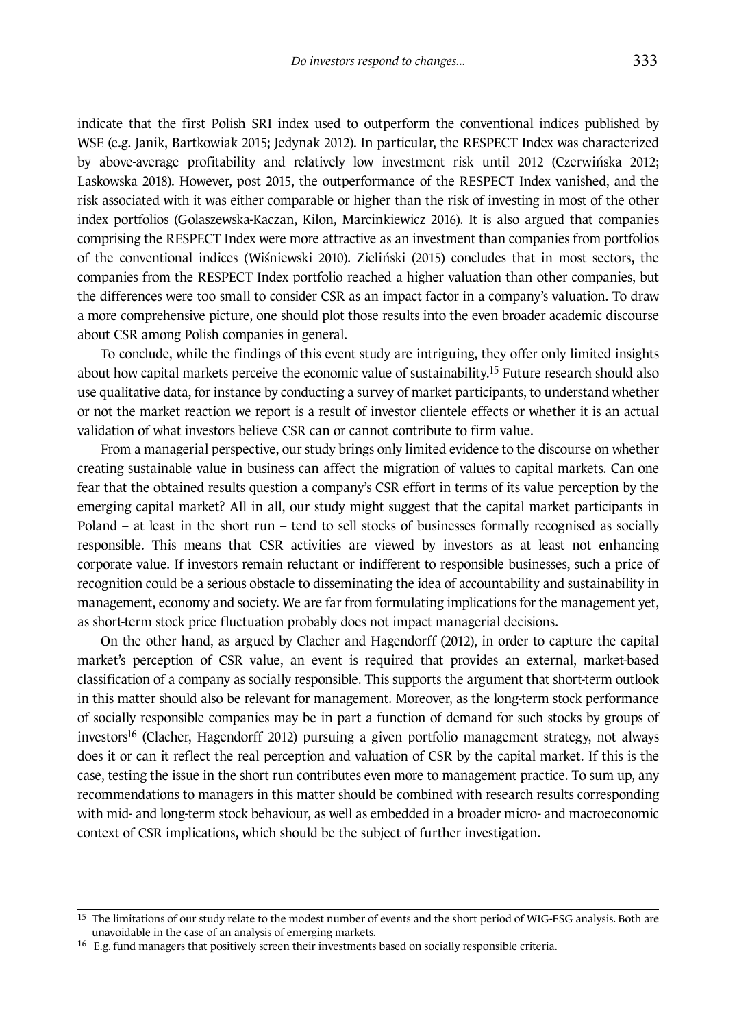indicate that the first Polish SRI index used to outperform the conventional indices published by WSE (e.g. Janik, Bartkowiak 2015; Jedynak 2012). In particular, the RESPECT Index was characterized by above-average profitability and relatively low investment risk until 2012 (Czerwińska 2012; Laskowska 2018). However, post 2015, the outperformance of the RESPECT Index vanished, and the risk associated with it was either comparable or higher than the risk of investing in most of the other index portfolios (Golaszewska-Kaczan, Kilon, Marcinkiewicz 2016). It is also argued that companies comprising the RESPECT Index were more attractive as an investment than companies from portfolios of the conventional indices (Wiśniewski 2010). Zieliński (2015) concludes that in most sectors, the companies from the RESPECT Index portfolio reached a higher valuation than other companies, but the differences were too small to consider CSR as an impact factor in a company's valuation. To draw a more comprehensive picture, one should plot those results into the even broader academic discourse about CSR among Polish companies in general.

To conclude, while the findings of this event study are intriguing, they offer only limited insights about how capital markets perceive the economic value of sustainability.[15] Future research should also use qualitative data, for instance by conducting a survey of market participants, to understand whether or not the market reaction we report is a result of investor clientele effects or whether it is an actual validation of what investors believe CSR can or cannot contribute to firm value.

From a managerial perspective, our study brings only limited evidence to the discourse on whether creating sustainable value in business can affect the migration of values to capital markets. Can one fear that the obtained results question a company's CSR effort in terms of its value perception by the emerging capital market? All in all, our study might suggest that the capital market participants in Poland – at least in the short run – tend to sell stocks of businesses formally recognised as socially responsible. This means that CSR activities are viewed by investors as at least not enhancing corporate value. If investors remain reluctant or indifferent to responsible businesses, such a price of recognition could be a serious obstacle to disseminating the idea of accountability and sustainability in management, economy and society. We are far from formulating implications for the management yet, as short-term stock price fluctuation probably does not impact managerial decisions.

On the other hand, as argued by Clacher and Hagendorff (2012), in order to capture the capital market's perception of CSR value, an event is required that provides an external, market-based classification of a company as socially responsible. This supports the argument that short-term outlook in this matter should also be relevant for management. Moreover, as the long-term stock performance of socially responsible companies may be in part a function of demand for such stocks by groups of investors[16] (Clacher, Hagendorff 2012) pursuing a given portfolio management strategy, not always does it or can it reflect the real perception and valuation of CSR by the capital market. If this is the case, testing the issue in the short run contributes even more to management practice. To sum up, any recommendations to managers in this matter should be combined with research results corresponding with mid- and long-term stock behaviour, as well as embedded in a broader micro- and macroeconomic context of CSR implications, which should be the subject of further investigation.

---

[15] The limitations of our study relate to the modest number of events and the short period of WIG-ESG analysis. Both are unavoidable in the case of an analysis of emerging markets.

[16] E.g. fund managers that positively screen their investments based on socially responsible criteria.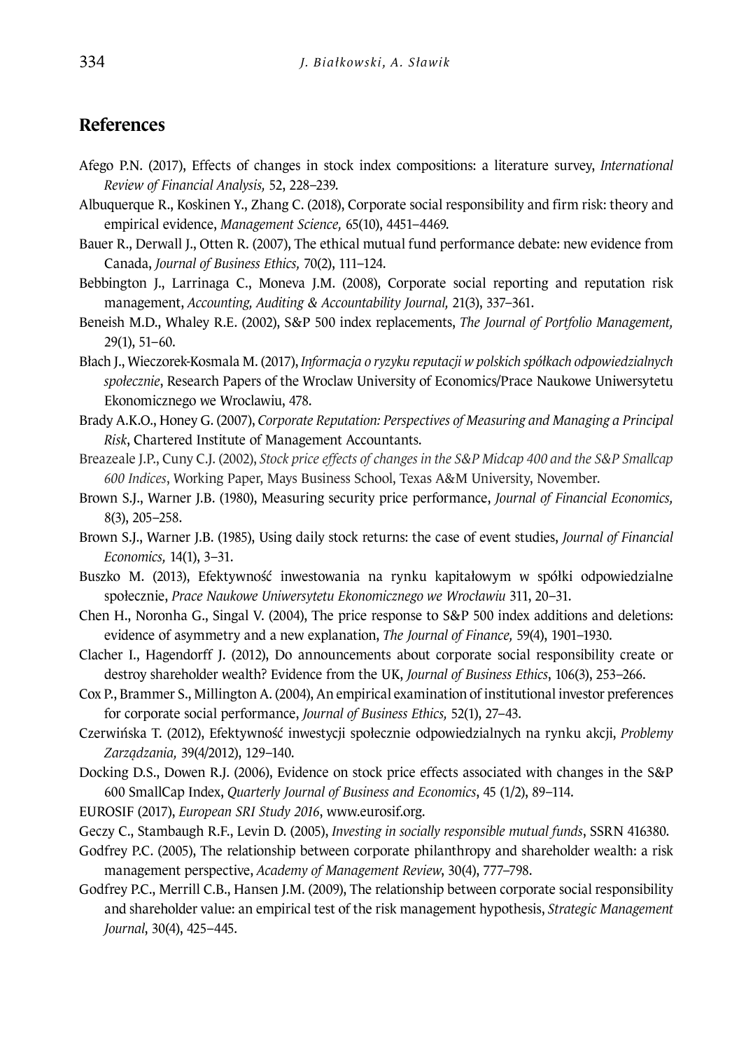## References

Afego P.N. (2017), Effects of changes in stock index compositions: a literature survey, *International Review of Financial Analysis,* 52, 228–239.

Albuquerque R., Koskinen Y., Zhang C. (2018), Corporate social responsibility and firm risk: theory and empirical evidence, *Management Science,* 65(10), 4451–4469.

Bauer R., Derwall J., Otten R. (2007), The ethical mutual fund performance debate: new evidence from Canada, *Journal of Business Ethics,* 70(2), 111–124.

Bebbington J., Larrinaga C., Moneva J.M. (2008), Corporate social reporting and reputation risk management, *Accounting, Auditing & Accountability Journal,* 21(3), 337–361.

Beneish M.D., Whaley R.E. (2002), S&P 500 index replacements, *The Journal of Portfolio Management,* 29(1), 51–60.

Błach J., Wieczorek-Kosmala M. (2017), *Informacja o ryzyku reputacji w polskich spółkach odpowiedzialnych społecznie*, Research Papers of the Wroclaw University of Economics/Prace Naukowe Uniwersytetu Ekonomicznego we Wroclawiu, 478.

Brady A.K.O., Honey G. (2007), *Corporate Reputation: Perspectives of Measuring and Managing a Principal Risk*, Chartered Institute of Management Accountants.

Breazeale J.P., Cuny C.J. (2002), *Stock price effects of changes in the S&P Midcap 400 and the S&P Smallcap 600 Indices*, Working Paper, Mays Business School, Texas A&M University, November.

Brown S.J., Warner J.B. (1980), Measuring security price performance, *Journal of Financial Economics,* 8(3), 205–258.

Brown S.J., Warner J.B. (1985), Using daily stock returns: the case of event studies, *Journal of Financial Economics,* 14(1), 3–31.

Buszko M. (2013), Efektywność inwestowania na rynku kapitałowym w spółki odpowiedzialne społecznie, *Prace Naukowe Uniwersytetu Ekonomicznego we Wrocławiu* 311, 20–31.

Chen H., Noronha G., Singal V. (2004), The price response to S&P 500 index additions and deletions: evidence of asymmetry and a new explanation, *The Journal of Finance,* 59(4), 1901–1930.

Clacher I., Hagendorff J. (2012), Do announcements about corporate social responsibility create or destroy shareholder wealth? Evidence from the UK, *Journal of Business Ethics*, 106(3), 253–266.

Cox P., Brammer S., Millington A. (2004), An empirical examination of institutional investor preferences for corporate social performance, *Journal of Business Ethics,* 52(1), 27–43.

Czerwińska T. (2012), Efektywność inwestycji społecznie odpowiedzialnych na rynku akcji, *Problemy Zarządzania,* 39(4/2012), 129–140.

Docking D.S., Dowen R.J. (2006), Evidence on stock price effects associated with changes in the S&P 600 SmallCap Index, *Quarterly Journal of Business and Economics*, 45 (1/2), 89–114.

EUROSIF (2017), *European SRI Study 2016*, www.eurosif.org.

Geczy C., Stambaugh R.F., Levin D. (2005), *Investing in socially responsible mutual funds*, SSRN 416380.

Godfrey P.C. (2005), The relationship between corporate philanthropy and shareholder wealth: a risk management perspective, *Academy of Management Review*, 30(4), 777–798.

Godfrey P.C., Merrill C.B., Hansen J.M. (2009), The relationship between corporate social responsibility and shareholder value: an empirical test of the risk management hypothesis, *Strategic Management Journal*, 30(4), 425–445.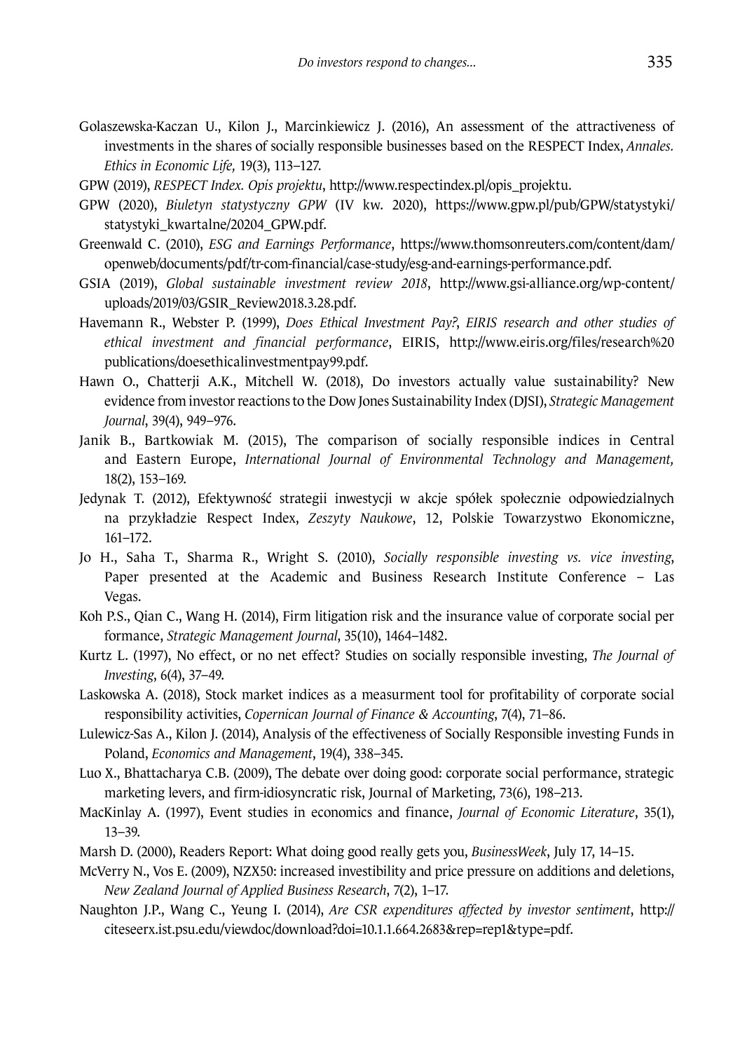Golaszewska-Kaczan U., Kilon J., Marcinkiewicz J. (2016), An assessment of the attractiveness of investments in the shares of socially responsible businesses based on the RESPECT Index, *Annales. Ethics in Economic Life,* 19(3), 113–127.

GPW (2019), *RESPECT Index. Opis projektu*, http://www.respectindex.pl/opis_projektu.

GPW (2020), *Biuletyn statystyczny GPW* (IV kw. 2020), https://www.gpw.pl/pub/GPW/statystyki/statystyki_kwartalne/20204_GPW.pdf.

Greenwald C. (2010), *ESG and Earnings Performance*, https://www.thomsonreuters.com/content/dam/openweb/documents/pdf/tr-com-financial/case-study/esg-and-earnings-performance.pdf.

GSIA (2019), *Global sustainable investment review 2018*, http://www.gsi-alliance.org/wp-content/uploads/2019/03/GSIR_Review2018.3.28.pdf.

Havemann R., Webster P. (1999), *Does Ethical Investment Pay?, EIRIS research and other studies of ethical investment and financial performance*, EIRIS, http://www.eiris.org/files/research%20publications/doesethicalinvestmentpay99.pdf.

Hawn O., Chatterji A.K., Mitchell W. (2018), Do investors actually value sustainability? New evidence from investor reactions to the Dow Jones Sustainability Index (DJSI), *Strategic Management Journal*, 39(4), 949–976.

Janik B., Bartkowiak M. (2015), The comparison of socially responsible indices in Central and Eastern Europe, *International Journal of Environmental Technology and Management,* 18(2), 153–169.

Jedynak T. (2012), Efektywność strategii inwestycji w akcje spółek społecznie odpowiedzialnych na przykładzie Respect Index, *Zeszyty Naukowe*, 12, Polskie Towarzystwo Ekonomiczne, 161–172.

Jo H., Saha T., Sharma R., Wright S. (2010), *Socially responsible investing vs. vice investing*, Paper presented at the Academic and Business Research Institute Conference – Las Vegas.

Koh P.S., Qian C., Wang H. (2014), Firm litigation risk and the insurance value of corporate social per formance, *Strategic Management Journal*, 35(10), 1464–1482.

Kurtz L. (1997), No effect, or no net effect? Studies on socially responsible investing, *The Journal of Investing*, 6(4), 37–49.

Laskowska A. (2018), Stock market indices as a measurment tool for profitability of corporate social responsibility activities, *Copernican Journal of Finance & Accounting*, 7(4), 71–86.

Lulewicz-Sas A., Kilon J. (2014), Analysis of the effectiveness of Socially Responsible investing Funds in Poland, *Economics and Management*, 19(4), 338–345.

Luo X., Bhattacharya C.B. (2009), The debate over doing good: corporate social performance, strategic marketing levers, and firm-idiosyncratic risk, Journal of Marketing, 73(6), 198–213.

MacKinlay A. (1997), Event studies in economics and finance, *Journal of Economic Literature*, 35(1), 13–39.

Marsh D. (2000), Readers Report: What doing good really gets you, *BusinessWeek*, July 17, 14–15.

McVerry N., Vos E. (2009), NZX50: increased investibility and price pressure on additions and deletions, *New Zealand Journal of Applied Business Research*, 7(2), 1–17.

Naughton J.P., Wang C., Yeung I. (2014), *Are CSR expenditures affected by investor sentiment*, http://citeseerx.ist.psu.edu/viewdoc/download?doi=10.1.1.664.2683&rep=rep1&type=pdf.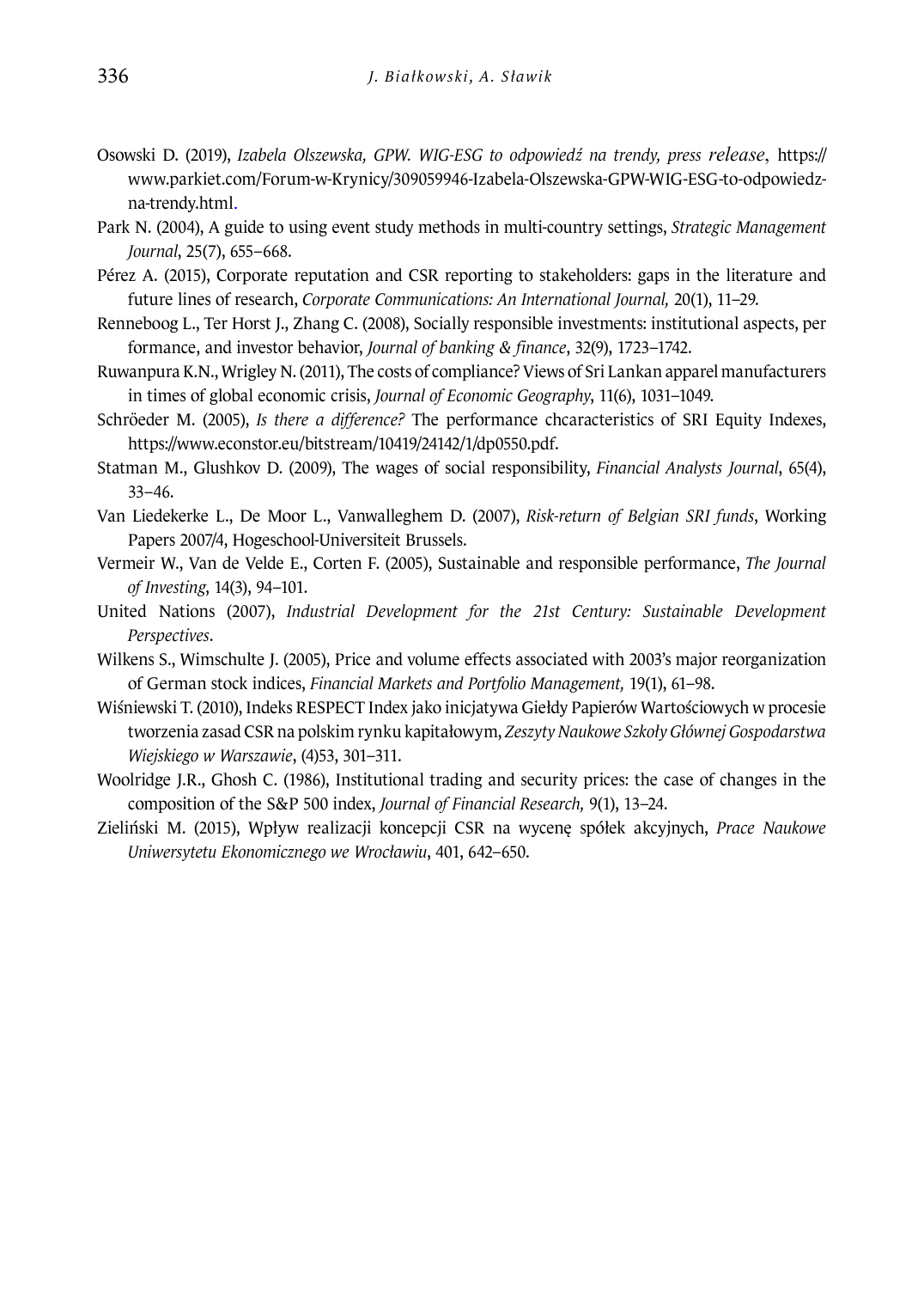Osowski D. (2019), *Izabela Olszewska, GPW. WIG-ESG to odpowiedź na trendy, press release*, https://www.parkiet.com/Forum-w-Krynicy/309059946-Izabela-Olszewska-GPW-WIG-ESG-to-odpowiedz-na-trendy.html.

Park N. (2004), A guide to using event study methods in multi-country settings, *Strategic Management Journal*, 25(7), 655–668.

Pérez A. (2015), Corporate reputation and CSR reporting to stakeholders: gaps in the literature and future lines of research, *Corporate Communications: An International Journal,* 20(1), 11–29.

Renneboog L., Ter Horst J., Zhang C. (2008), Socially responsible investments: institutional aspects, per formance, and investor behavior, *Journal of banking & finance*, 32(9), 1723–1742.

Ruwanpura K.N., Wrigley N. (2011), The costs of compliance? Views of Sri Lankan apparel manufacturers in times of global economic crisis, *Journal of Economic Geography*, 11(6), 1031–1049.

Schröeder M. (2005), *Is there a difference?* The performance chcaracteristics of SRI Equity Indexes, https://www.econstor.eu/bitstream/10419/24142/1/dp0550.pdf.

Statman M., Glushkov D. (2009), The wages of social responsibility, *Financial Analysts Journal*, 65(4), 33–46.

Van Liedekerke L., De Moor L., Vanwalleghem D. (2007), *Risk-return of Belgian SRI funds*, Working Papers 2007/4, Hogeschool-Universiteit Brussels.

Vermeir W., Van de Velde E., Corten F. (2005), Sustainable and responsible performance, *The Journal of Investing*, 14(3), 94–101.

United Nations (2007), *Industrial Development for the 21st Century: Sustainable Development Perspectives*.

Wilkens S., Wimschulte J. (2005), Price and volume effects associated with 2003's major reorganization of German stock indices, *Financial Markets and Portfolio Management,* 19(1), 61–98.

Wiśniewski T. (2010), Indeks RESPECT Index jako inicjatywa Giełdy Papierów Wartościowych w procesie tworzenia zasad CSR na polskim rynku kapitałowym, *Zeszyty Naukowe Szkoły Głównej Gospodarstwa Wiejskiego w Warszawie*, (4)53, 301–311.

Woolridge J.R., Ghosh C. (1986), Institutional trading and security prices: the case of changes in the composition of the S&P 500 index, *Journal of Financial Research,* 9(1), 13–24.

Zieliński M. (2015), Wpływ realizacji koncepcji CSR na wycenę spółek akcyjnych, *Prace Naukowe Uniwersytetu Ekonomicznego we Wrocławiu*, 401, 642–650.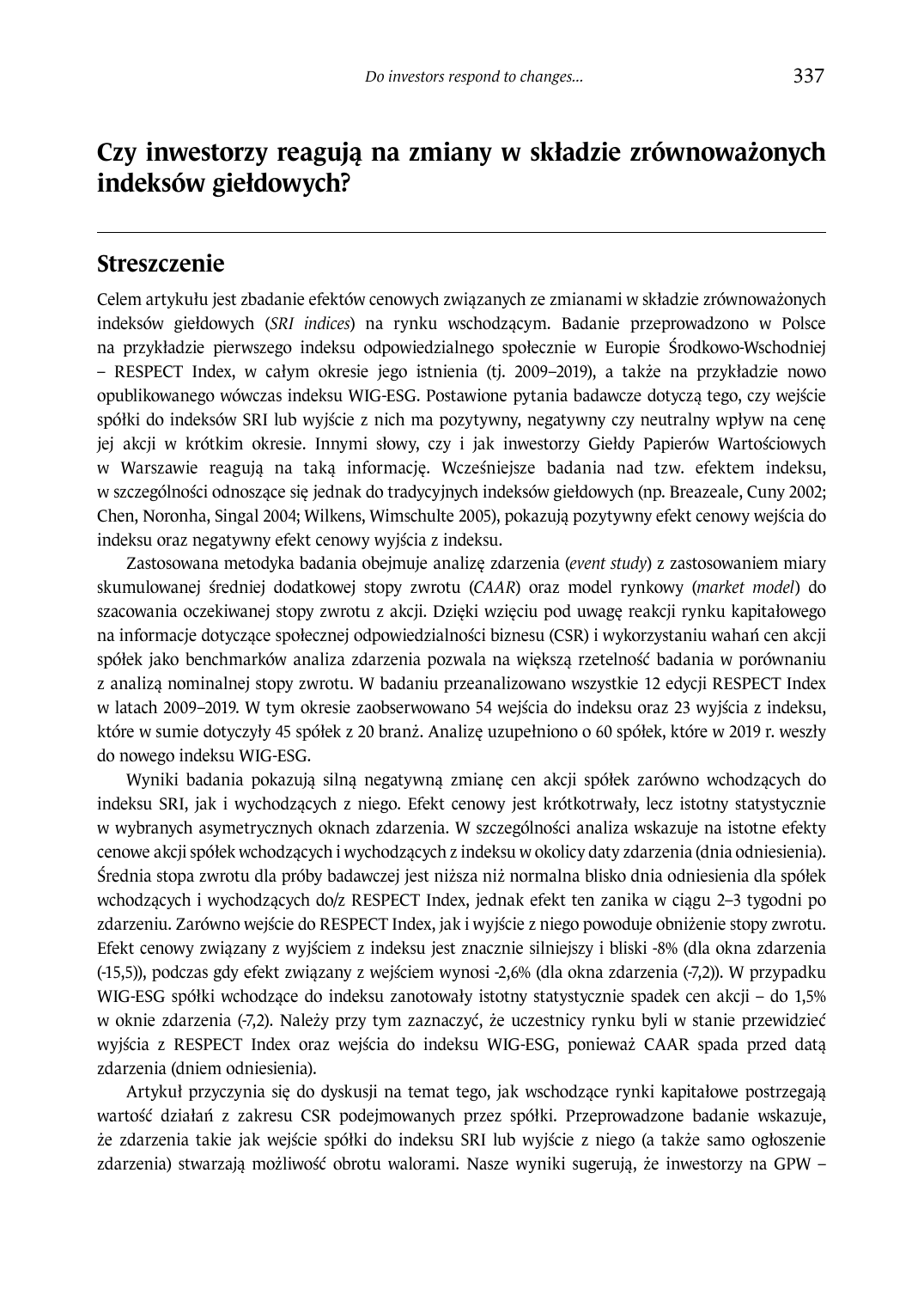# Czy inwestorzy reagują na zmiany w składzie zrównoważonych indeksów giełdowych?

## Streszczenie

Celem artykułu jest zbadanie efektów cenowych związanych ze zmianami w składzie zrównoważonych indeksów giełdowych (*SRI indices*) na rynku wschodzącym. Badanie przeprowadzono w Polsce na przykładzie pierwszego indeksu odpowiedzialnego społecznie w Europie Środkowo-Wschodniej – RESPECT Index, w całym okresie jego istnienia (tj. 2009–2019), a także na przykładzie nowo opublikowanego wówczas indeksu WIG-ESG. Postawione pytania badawcze dotyczą tego, czy wejście spółki do indeksów SRI lub wyjście z nich ma pozytywny, negatywny czy neutralny wpływ na cenę jej akcji w krótkim okresie. Innymi słowy, czy i jak inwestorzy Giełdy Papierów Wartościowych w Warszawie reagują na taką informację. Wcześniejsze badania nad tzw. efektem indeksu, w szczególności odnoszące się jednak do tradycyjnych indeksów giełdowych (np. Breazeale, Cuny 2002; Chen, Noronha, Singal 2004; Wilkens, Wimschulte 2005), pokazują pozytywny efekt cenowy wejścia do indeksu oraz negatywny efekt cenowy wyjścia z indeksu.

Zastosowana metodyka badania obejmuje analizę zdarzenia (*event study*) z zastosowaniem miary skumulowanej średniej dodatkowej stopy zwrotu (*CAAR*) oraz model rynkowy (*market model*) do szacowania oczekiwanej stopy zwrotu z akcji. Dzięki wzięciu pod uwagę reakcji rynku kapitałowego na informacje dotyczące społecznej odpowiedzialności biznesu (CSR) i wykorzystaniu wahań cen akcji spółek jako benchmarków analiza zdarzenia pozwala na większą rzetelność badania w porównaniu z analizą nominalnej stopy zwrotu. W badaniu przeanalizowano wszystkie 12 edycji RESPECT Index w latach 2009–2019. W tym okresie zaobserwowano 54 wejścia do indeksu oraz 23 wyjścia z indeksu, które w sumie dotyczyły 45 spółek z 20 branż. Analizę uzupełniono o 60 spółek, które w 2019 r. weszły do nowego indeksu WIG-ESG.

Wyniki badania pokazują silną negatywną zmianę cen akcji spółek zarówno wchodzących do indeksu SRI, jak i wychodzących z niego. Efekt cenowy jest krótkotrwały, lecz istotny statystycznie w wybranych asymetrycznych oknach zdarzenia. W szczególności analiza wskazuje na istotne efekty cenowe akcji spółek wchodzących i wychodzących z indeksu w okolicy daty zdarzenia (dnia odniesienia). Średnia stopa zwrotu dla próby badawczej jest niższa niż normalna blisko dnia odniesienia dla spółek wchodzących i wychodzących do/z RESPECT Index, jednak efekt ten zanika w ciągu 2–3 tygodni po zdarzeniu. Zarówno wejście do RESPECT Index, jak i wyjście z niego powoduje obniżenie stopy zwrotu. Efekt cenowy związany z wyjściem z indeksu jest znacznie silniejszy i bliski -8% (dla okna zdarzenia (-15,5)), podczas gdy efekt związany z wejściem wynosi -2,6% (dla okna zdarzenia (-7,2)). W przypadku WIG-ESG spółki wchodzące do indeksu zanotowały istotny statystycznie spadek cen akcji – do 1,5% w oknie zdarzenia (-7,2). Należy przy tym zaznaczyć, że uczestnicy rynku byli w stanie przewidzieć wyjścia z RESPECT Index oraz wejścia do indeksu WIG-ESG, ponieważ CAAR spada przed datą zdarzenia (dniem odniesienia).

Artykuł przyczynia się do dyskusji na temat tego, jak wschodzące rynki kapitałowe postrzegają wartość działań z zakresu CSR podejmowanych przez spółki. Przeprowadzone badanie wskazuje, że zdarzenia takie jak wejście spółki do indeksu SRI lub wyjście z niego (a także samo ogłoszenie zdarzenia) stwarzają możliwość obrotu walorami. Nasze wyniki sugerują, że inwestorzy na GPW –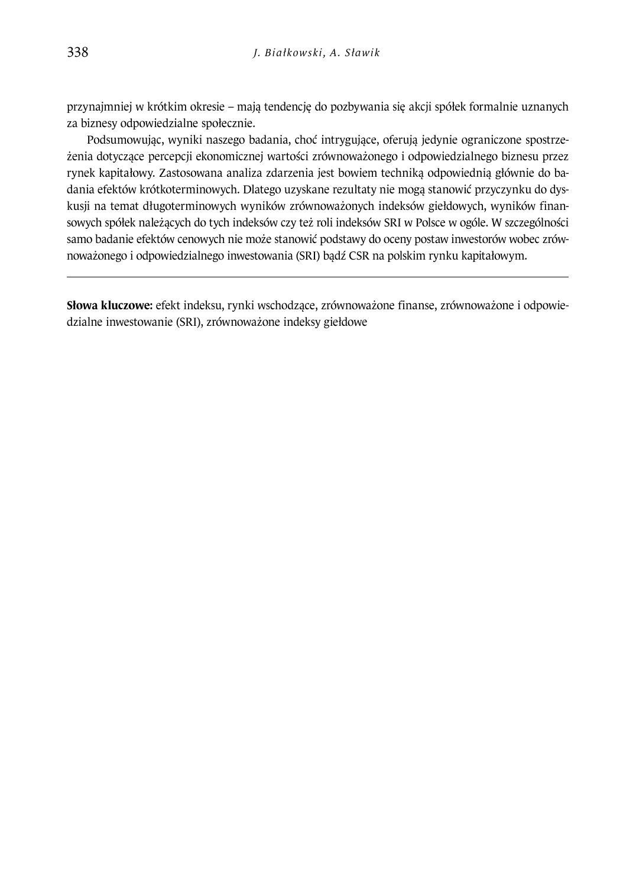przynajmniej w krótkim okresie – mają tendencję do pozbywania się akcji spółek formalnie uznanych za biznesy odpowiedzialne społecznie.

Podsumowując, wyniki naszego badania, choć intrygujące, oferują jedynie ograniczone spostrzeżenia dotyczące percepcji ekonomicznej wartości zrównoważonego i odpowiedzialnego biznesu przez rynek kapitałowy. Zastosowana analiza zdarzenia jest bowiem techniką odpowiednią głównie do badania efektów krótkoterminowych. Dlatego uzyskane rezultaty nie mogą stanowić przyczynku do dyskusji na temat długoterminowych wyników zrównoważonych indeksów giełdowych, wyników finansowych spółek należących do tych indeksów czy też roli indeksów SRI w Polsce w ogóle. W szczególności samo badanie efektów cenowych nie może stanowić podstawy do oceny postaw inwestorów wobec zrównoważonego i odpowiedzialnego inwestowania (SRI) bądź CSR na polskim rynku kapitałowym.

---

**Słowa kluczowe:** efekt indeksu, rynki wschodzące, zrównoważone finanse, zrównoważone i odpowiedzialne inwestowanie (SRI), zrównoważone indeksy giełdowe